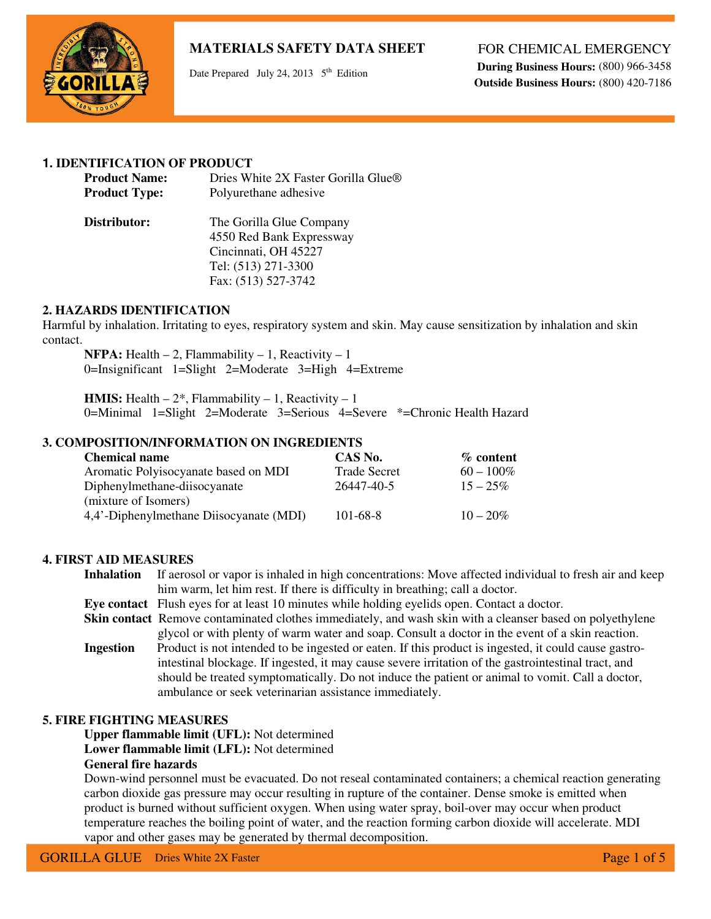# MATERIALS SAFETY DATA SHEET

Date Prepared July 24, 2013 5th Edition

**FOR CHEMICAL EMERGENCY**
**During Business Hours:** (800) 966-3458
**Outside Business Hours:** (800) 420-7186

## 1. IDENTIFICATION OF PRODUCT

**Product Name:** Dries White 2X Faster Gorilla Glue®
**Product Type:** Polyurethane adhesive

**Distributor:** The Gorilla Glue Company
4550 Red Bank Expressway
Cincinnati, OH 45227
Tel: (513) 271-3300
Fax: (513) 527-3742

## 2. HAZARDS IDENTIFICATION

Harmful by inhalation. Irritating to eyes, respiratory system and skin. May cause sensitization by inhalation and skin contact.

**NFPA:** Health – 2, Flammability – 1, Reactivity – 1
0=Insignificant 1=Slight 2=Moderate 3=High 4=Extreme

**HMIS:** Health – 2*, Flammability – 1, Reactivity – 1
0=Minimal 1=Slight 2=Moderate 3=Serious 4=Severe *=Chronic Health Hazard

## 3. COMPOSITION/INFORMATION ON INGREDIENTS

| Chemical name | CAS No. | % content |
|---|---|---|
| Aromatic Polyisocyanate based on MDI | Trade Secret | 60 – 100% |
| Diphenylmethane-diisocyanate (mixture of Isomers) | 26447-40-5 | 15 – 25% |
| 4,4'-Diphenylmethane Diisocyanate (MDI) | 101-68-8 | 10 – 20% |

## 4. FIRST AID MEASURES

**Inhalation** If aerosol or vapor is inhaled in high concentrations: Move affected individual to fresh air and keep him warm, let him rest. If there is difficulty in breathing; call a doctor.

**Eye contact** Flush eyes for at least 10 minutes while holding eyelids open. Contact a doctor.

**Skin contact** Remove contaminated clothes immediately, and wash skin with a cleanser based on polyethylene glycol or with plenty of warm water and soap. Consult a doctor in the event of a skin reaction.

**Ingestion** Product is not intended to be ingested or eaten. If this product is ingested, it could cause gastro-intestinal blockage. If ingested, it may cause severe irritation of the gastrointestinal tract, and should be treated symptomatically. Do not induce the patient or animal to vomit. Call a doctor, ambulance or seek veterinarian assistance immediately.

## 5. FIRE FIGHTING MEASURES

**Upper flammable limit (UFL):** Not determined
**Lower flammable limit (LFL):** Not determined

**General fire hazards**

Down-wind personnel must be evacuated. Do not reseal contaminated containers; a chemical reaction generating carbon dioxide gas pressure may occur resulting in rupture of the container. Dense smoke is emitted when product is burned without sufficient oxygen. When using water spray, boil-over may occur when product temperature reaches the boiling point of water, and the reaction forming carbon dioxide will accelerate. MDI vapor and other gases may be generated by thermal decomposition.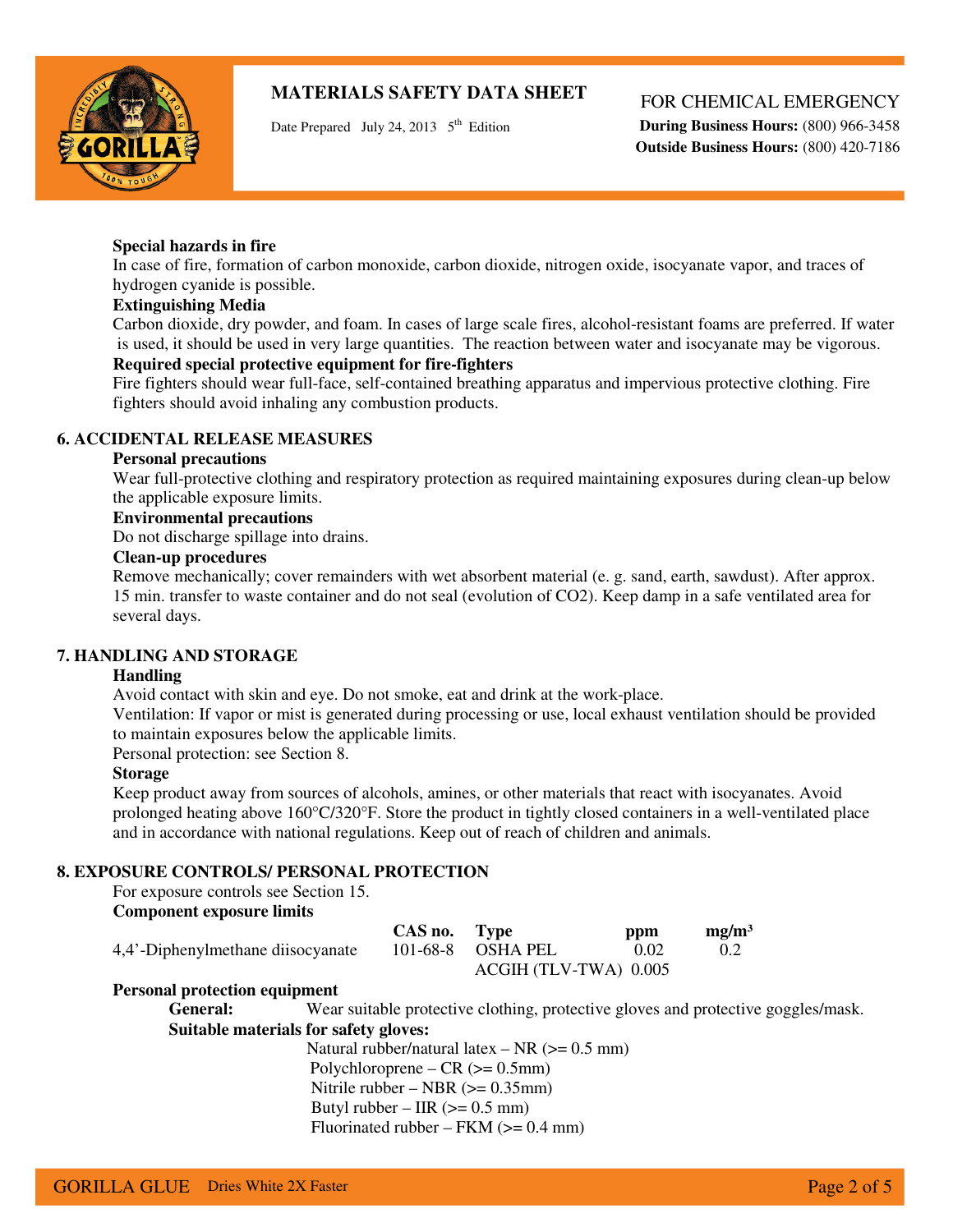**Special hazards in fire**

In case of fire, formation of carbon monoxide, carbon dioxide, nitrogen oxide, isocyanate vapor, and traces of hydrogen cyanide is possible.

**Extinguishing Media**

Carbon dioxide, dry powder, and foam. In cases of large scale fires, alcohol-resistant foams are preferred. If water is used, it should be used in very large quantities. The reaction between water and isocyanate may be vigorous.

**Required special protective equipment for fire-fighters**

Fire fighters should wear full-face, self-contained breathing apparatus and impervious protective clothing. Fire fighters should avoid inhaling any combustion products.

## 6. ACCIDENTAL RELEASE MEASURES

**Personal precautions**

Wear full-protective clothing and respiratory protection as required maintaining exposures during clean-up below the applicable exposure limits.

**Environmental precautions**

Do not discharge spillage into drains.

**Clean-up procedures**

Remove mechanically; cover remainders with wet absorbent material (e. g. sand, earth, sawdust). After approx. 15 min. transfer to waste container and do not seal (evolution of $CO_2$). Keep damp in a safe ventilated area for several days.

## 7. HANDLING AND STORAGE

**Handling**

Avoid contact with skin and eye. Do not smoke, eat and drink at the work-place.

Ventilation: If vapor or mist is generated during processing or use, local exhaust ventilation should be provided to maintain exposures below the applicable limits.

Personal protection: see Section 8.

**Storage**

Keep product away from sources of alcohols, amines, or other materials that react with isocyanates. Avoid prolonged heating above 160°C/320°F. Store the product in tightly closed containers in a well-ventilated place and in accordance with national regulations. Keep out of reach of children and animals.

## 8. EXPOSURE CONTROLS/ PERSONAL PROTECTION

For exposure controls see Section 15.

**Component exposure limits**

| | CAS no. | Type | ppm | mg/m³ |
|---|---|---|---|---|
| 4,4'-Diphenylmethane diisocyanate | 101-68-8 | OSHA PEL | 0.02 | 0.2 |
| | | ACGIH (TLV-TWA) | 0.005 | |

**Personal protection equipment**

**General:** Wear suitable protective clothing, protective gloves and protective goggles/mask.

**Suitable materials for safety gloves:**

- Natural rubber/natural latex – NR (>= 0.5 mm)
- Polychloroprene – CR (>= 0.5mm)
- Nitrile rubber – NBR (>= 0.35mm)
- Butyl rubber – IIR (>= 0.5 mm)
- Fluorinated rubber – FKM (>= 0.4 mm)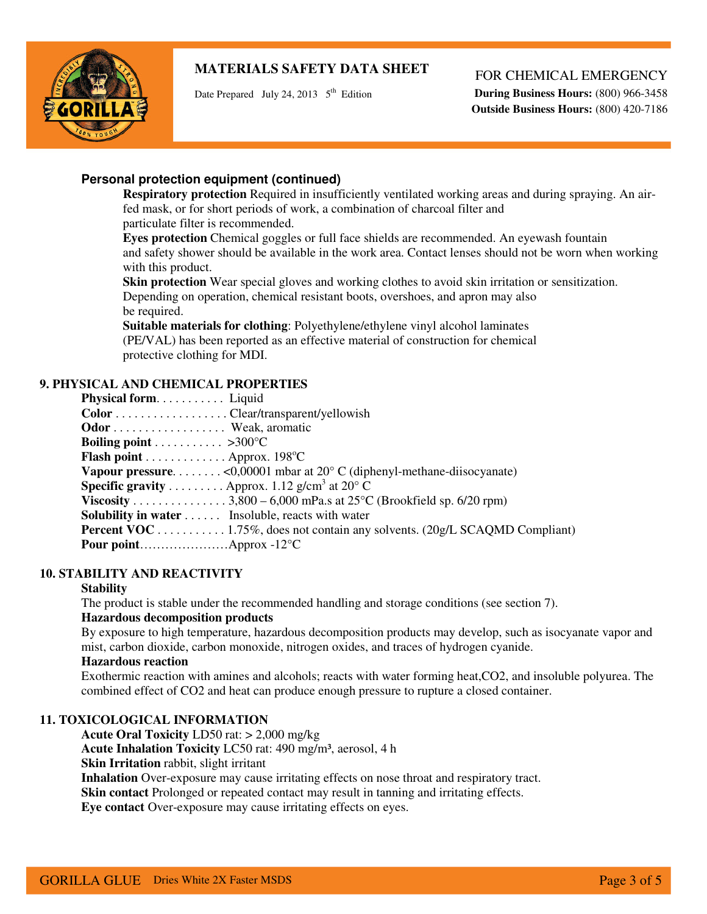### Personal protection equipment (continued)

**Respiratory protection** Required in insufficiently ventilated working areas and during spraying. An air-fed mask, or for short periods of work, a combination of charcoal filter and particulate filter is recommended.

**Eyes protection** Chemical goggles or full face shields are recommended. An eyewash fountain and safety shower should be available in the work area. Contact lenses should not be worn when working with this product.

**Skin protection** Wear special gloves and working clothes to avoid skin irritation or sensitization. Depending on operation, chemical resistant boots, overshoes, and apron may also be required.

**Suitable materials for clothing**: Polyethylene/ethylene vinyl alcohol laminates (PE/VAL) has been reported as an effective material of construction for chemical protective clothing for MDI.

## 9. PHYSICAL AND CHEMICAL PROPERTIES

**Physical form**. . . . . . . . . . . Liquid
**Color** . . . . . . . . . . . . . . . . . . Clear/transparent/yellowish
**Odor** . . . . . . . . . . . . . . . . . . Weak, aromatic
**Boiling point** . . . . . . . . . . . >300°C
**Flash point** . . . . . . . . . . . . . Approx. 198°C
**Vapour pressure**. . . . . . . . <0,00001 mbar at 20° C (diphenyl-methane-diisocyanate)
**Specific gravity** . . . . . . . . . Approx. 1.12 g/cm$^3$ at 20° C
**Viscosity** . . . . . . . . . . . . . . . 3,800 – 6,000 mPa.s at 25°C (Brookfield sp. 6/20 rpm)
**Solubility in water** . . . . . . Insoluble, reacts with water
**Percent VOC** . . . . . . . . . . . 1.75%, does not contain any solvents. (20g/L SCAQMD Compliant)
**Pour point**.....................Approx -12°C

## 10. STABILITY AND REACTIVITY

**Stability**

The product is stable under the recommended handling and storage conditions (see section 7).

**Hazardous decomposition products**

By exposure to high temperature, hazardous decomposition products may develop, such as isocyanate vapor and mist, carbon dioxide, carbon monoxide, nitrogen oxides, and traces of hydrogen cyanide.

**Hazardous reaction**

Exothermic reaction with amines and alcohols; reacts with water forming heat,$CO_2$, and insoluble polyurea. The combined effect of $CO_2$ and heat can produce enough pressure to rupture a closed container.

## 11. TOXICOLOGICAL INFORMATION

**Acute Oral Toxicity** LD50 rat: > 2,000 mg/kg
**Acute Inhalation Toxicity** LC50 rat: 490 mg/m$^3$, aerosol, 4 h
**Skin Irritation** rabbit, slight irritant
**Inhalation** Over-exposure may cause irritating effects on nose throat and respiratory tract.
**Skin contact** Prolonged or repeated contact may result in tanning and irritating effects.
**Eye contact** Over-exposure may cause irritating effects on eyes.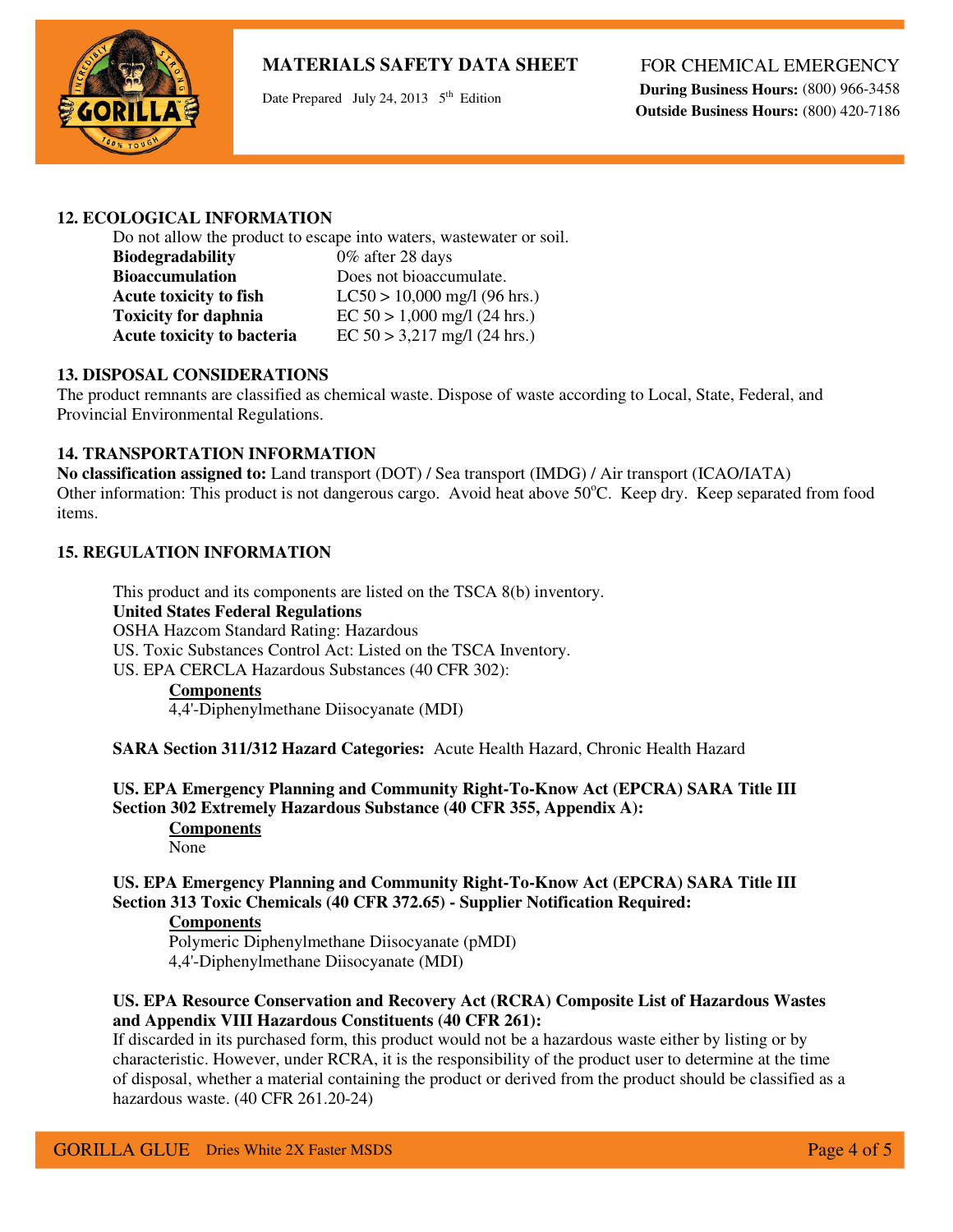## 12. ECOLOGICAL INFORMATION

Do not allow the product to escape into waters, wastewater or soil.

| | |
|---|---|
| **Biodegradability** | 0% after 28 days |
| **Bioaccumulation** | Does not bioaccumulate. |
| **Acute toxicity to fish** | LC50 > 10,000 mg/l (96 hrs.) |
| **Toxicity for daphnia** | EC 50 > 1,000 mg/l (24 hrs.) |
| **Acute toxicity to bacteria** | EC 50 > 3,217 mg/l (24 hrs.) |

## 13. DISPOSAL CONSIDERATIONS

The product remnants are classified as chemical waste. Dispose of waste according to Local, State, Federal, and Provincial Environmental Regulations.

## 14. TRANSPORTATION INFORMATION

**No classification assigned to:** Land transport (DOT) / Sea transport (IMDG) / Air transport (ICAO/IATA)
Other information: This product is not dangerous cargo. Avoid heat above 50°C. Keep dry. Keep separated from food items.

## 15. REGULATION INFORMATION

This product and its components are listed on the TSCA 8(b) inventory.

**United States Federal Regulations**
OSHA Hazcom Standard Rating: Hazardous
US. Toxic Substances Control Act: Listed on the TSCA Inventory.
US. EPA CERCLA Hazardous Substances (40 CFR 302):

**Components**
4,4'-Diphenylmethane Diisocyanate (MDI)

**SARA Section 311/312 Hazard Categories:** Acute Health Hazard, Chronic Health Hazard

**US. EPA Emergency Planning and Community Right-To-Know Act (EPCRA) SARA Title III Section 302 Extremely Hazardous Substance (40 CFR 355, Appendix A):**

**Components**
None

**US. EPA Emergency Planning and Community Right-To-Know Act (EPCRA) SARA Title III Section 313 Toxic Chemicals (40 CFR 372.65) - Supplier Notification Required:**

**Components**
Polymeric Diphenylmethane Diisocyanate (pMDI)
4,4'-Diphenylmethane Diisocyanate (MDI)

**US. EPA Resource Conservation and Recovery Act (RCRA) Composite List of Hazardous Wastes and Appendix VIII Hazardous Constituents (40 CFR 261):**
If discarded in its purchased form, this product would not be a hazardous waste either by listing or by characteristic. However, under RCRA, it is the responsibility of the product user to determine at the time of disposal, whether a material containing the product or derived from the product should be classified as a hazardous waste. (40 CFR 261.20-24)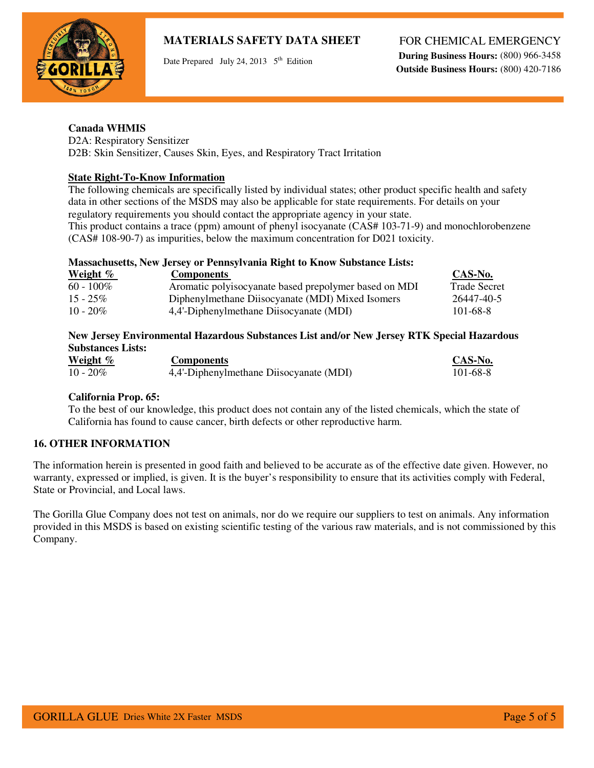**Canada WHMIS**

D2A: Respiratory Sensitizer
D2B: Skin Sensitizer, Causes Skin, Eyes, and Respiratory Tract Irritation

**State Right-To-Know Information**

The following chemicals are specifically listed by individual states; other product specific health and safety data in other sections of the MSDS may also be applicable for state requirements. For details on your regulatory requirements you should contact the appropriate agency in your state.
This product contains a trace (ppm) amount of phenyl isocyanate (CAS# 103-71-9) and monochlorobenzene (CAS# 108-90-7) as impurities, below the maximum concentration for D021 toxicity.

**Massachusetts, New Jersey or Pennsylvania Right to Know Substance Lists:**

| Weight % | Components | CAS-No. |
|---|---|---|
| 60 - 100% | Aromatic polyisocyanate based prepolymer based on MDI | Trade Secret |
| 15 - 25% | Diphenylmethane Diisocyanate (MDI) Mixed Isomers | 26447-40-5 |
| 10 - 20% | 4,4'-Diphenylmethane Diisocyanate (MDI) | 101-68-8 |

**New Jersey Environmental Hazardous Substances List and/or New Jersey RTK Special Hazardous Substances Lists:**

| Weight % | Components | CAS-No. |
|---|---|---|
| 10 - 20% | 4,4'-Diphenylmethane Diisocyanate (MDI) | 101-68-8 |

**California Prop. 65:**

To the best of our knowledge, this product does not contain any of the listed chemicals, which the state of California has found to cause cancer, birth defects or other reproductive harm.

## 16. OTHER INFORMATION

The information herein is presented in good faith and believed to be accurate as of the effective date given. However, no warranty, expressed or implied, is given. It is the buyer's responsibility to ensure that its activities comply with Federal, State or Provincial, and Local laws.

The Gorilla Glue Company does not test on animals, nor do we require our suppliers to test on animals. Any information provided in this MSDS is based on existing scientific testing of the various raw materials, and is not commissioned by this Company.